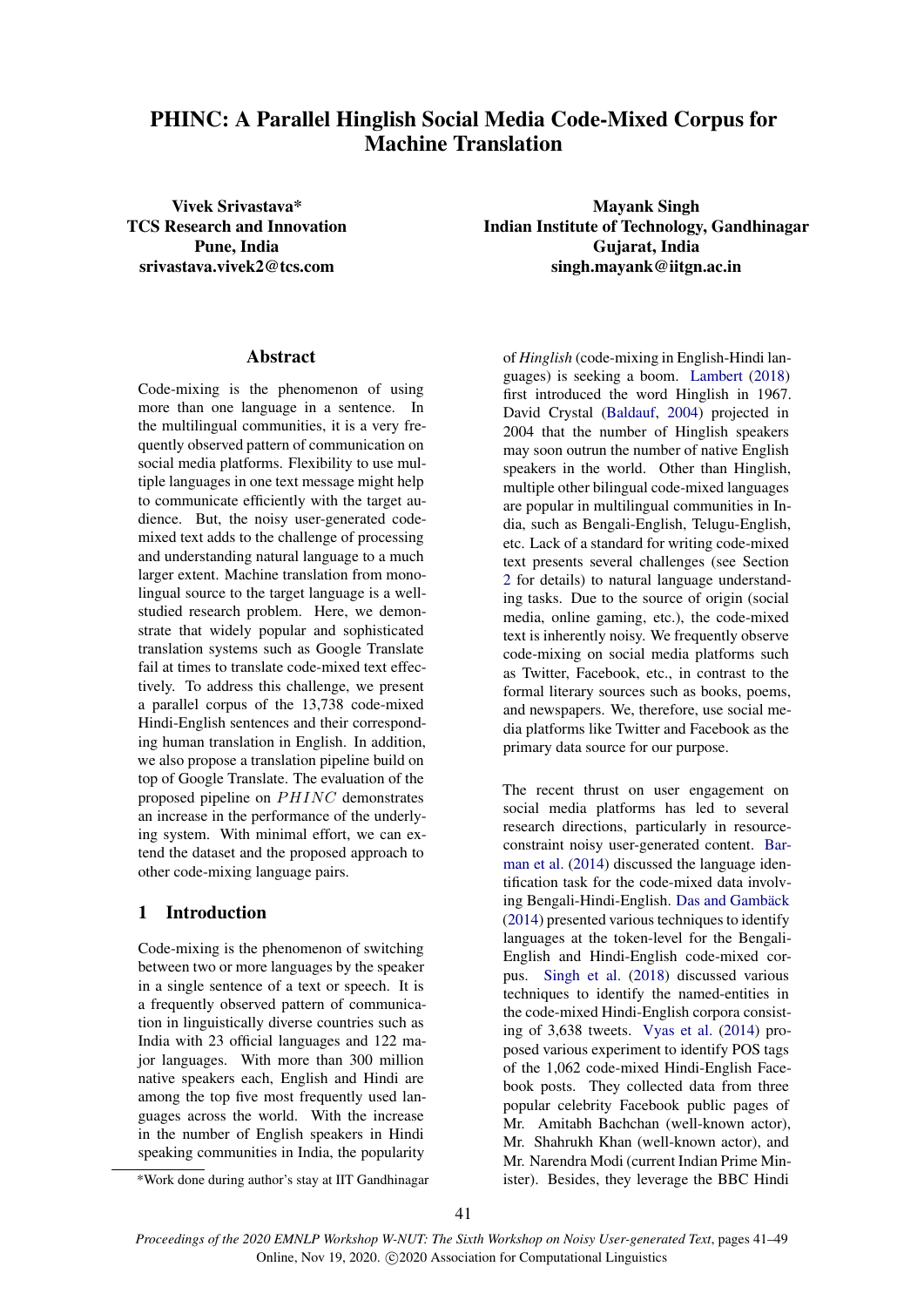# PHINC: A Parallel Hinglish Social Media Code-Mixed Corpus for Machine Translation

**Vivek Srivastava***
**TCS Research and Innovation**
**Pune, India**
**srivastava.vivek2@tcs.com**

**Mayank Singh**
**Indian Institute of Technology, Gandhinagar**
**Gujarat, India**
**singh.mayank@iitgn.ac.in**

## Abstract

Code-mixing is the phenomenon of using more than one language in a sentence. In the multilingual communities, it is a very frequently observed pattern of communication on social media platforms. Flexibility to use multiple languages in one text message might help to communicate efficiently with the target audience. But, the noisy user-generated code-mixed text adds to the challenge of processing and understanding natural language to a much larger extent. Machine translation from monolingual source to the target language is a well-studied research problem. Here, we demonstrate that widely popular and sophisticated translation systems such as Google Translate fail at times to translate code-mixed text effectively. To address this challenge, we present a parallel corpus of the 13,738 code-mixed Hindi-English sentences and their corresponding human translation in English. In addition, we also propose a translation pipeline build on top of Google Translate. The evaluation of the proposed pipeline on $PHINC$ demonstrates an increase in the performance of the underlying system. With minimal effort, we can extend the dataset and the proposed approach to other code-mixing language pairs.

## 1 Introduction

Code-mixing is the phenomenon of switching between two or more languages by the speaker in a single sentence of a text or speech. It is a frequently observed pattern of communication in linguistically diverse countries such as India with 23 official languages and 122 major languages. With more than 300 million native speakers each, English and Hindi are among the top five most frequently used languages across the world. With the increase in the number of English speakers in Hindi speaking communities in India, the popularity of *Hinglish* (code-mixing in English-Hindi languages) is seeking a boom. Lambert (2018) first introduced the word Hinglish in 1967. David Crystal (Baldauf, 2004) projected in 2004 that the number of Hinglish speakers may soon outrun the number of native English speakers in the world. Other than Hinglish, multiple other bilingual code-mixed languages are popular in multilingual communities in India, such as Bengali-English, Telugu-English, etc. Lack of a standard for writing code-mixed text presents several challenges (see Section 2 for details) to natural language understanding tasks. Due to the source of origin (social media, online gaming, etc.), the code-mixed text is inherently noisy. We frequently observe code-mixing on social media platforms such as Twitter, Facebook, etc., in contrast to the formal literary sources such as books, poems, and newspapers. We, therefore, use social media platforms like Twitter and Facebook as the primary data source for our purpose.

The recent thrust on user engagement on social media platforms has led to several research directions, particularly in resource-constraint noisy user-generated content. Barman et al. (2014) discussed the language identification task for the code-mixed data involving Bengali-Hindi-English. Das and Gambäck (2014) presented various techniques to identify languages at the token-level for the Bengali-English and Hindi-English code-mixed corpus. Singh et al. (2018) discussed various techniques to identify the named-entities in the code-mixed Hindi-English corpora consisting of 3,638 tweets. Vyas et al. (2014) proposed various experiment to identify POS tags of the 1,062 code-mixed Hindi-English Facebook posts. They collected data from three popular celebrity Facebook public pages of Mr. Amitabh Bachchan (well-known actor), Mr. Shahrukh Khan (well-known actor), and Mr. Narendra Modi (current Indian Prime Minister). Besides, they leverage the BBC Hindi

*Work done during author's stay at IIT Gandhinagar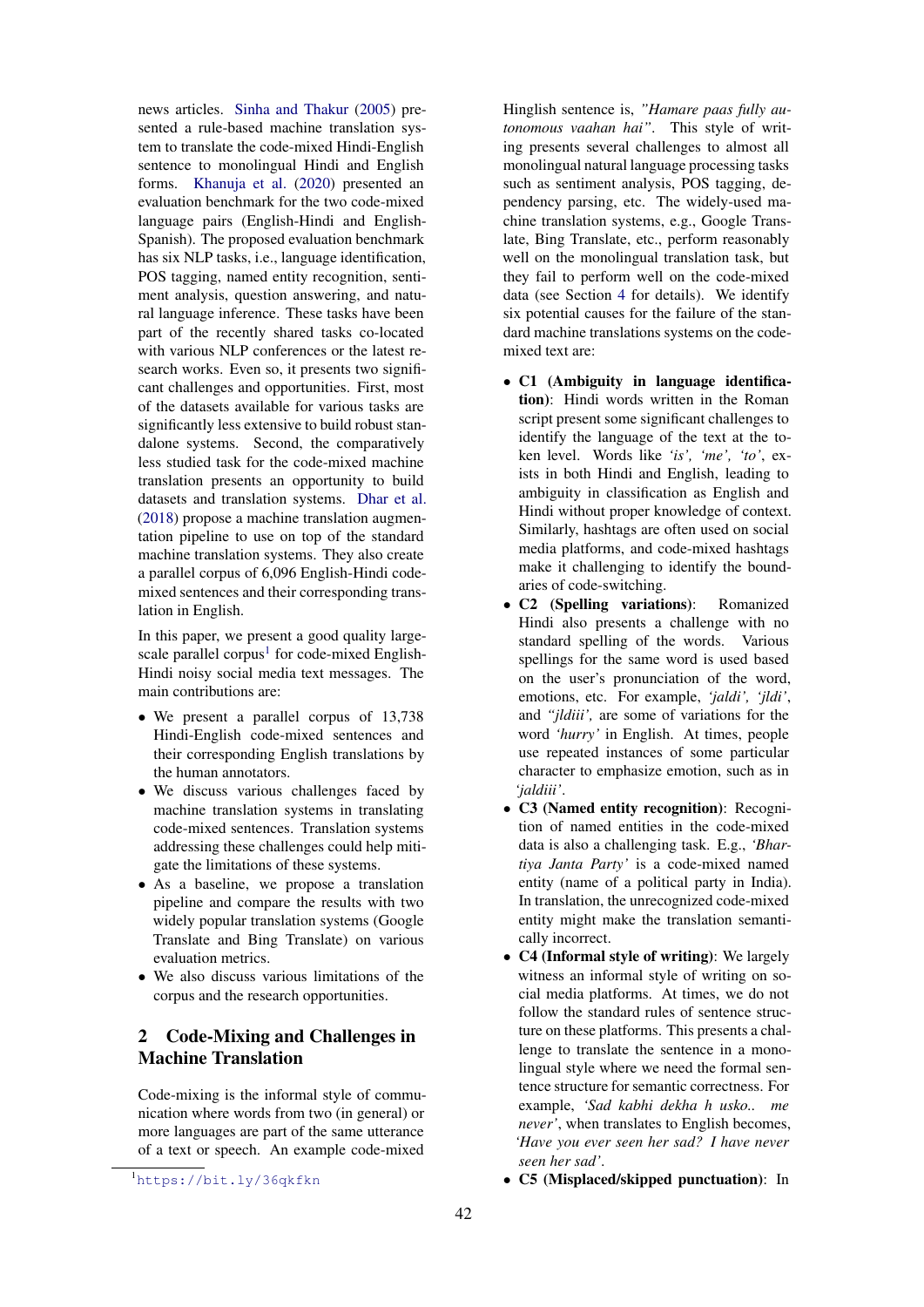news articles. Sinha and Thakur (2005) presented a rule-based machine translation system to translate the code-mixed Hindi-English sentence to monolingual Hindi and English forms. Khanuja et al. (2020) presented an evaluation benchmark for the two code-mixed language pairs (English-Hindi and English-Spanish). The proposed evaluation benchmark has six NLP tasks, i.e., language identification, POS tagging, named entity recognition, sentiment analysis, question answering, and natural language inference. These tasks have been part of the recently shared tasks co-located with various NLP conferences or the latest research works. Even so, it presents two significant challenges and opportunities. First, most of the datasets available for various tasks are significantly less extensive to build robust standalone systems. Second, the comparatively less studied task for the code-mixed machine translation presents an opportunity to build datasets and translation systems. Dhar et al. (2018) propose a machine translation augmentation pipeline to use on top of the standard machine translation systems. They also create a parallel corpus of 6,096 English-Hindi code-mixed sentences and their corresponding translation in English.

In this paper, we present a good quality large-scale parallel corpus[1] for code-mixed English-Hindi noisy social media text messages. The main contributions are:

- We present a parallel corpus of 13,738 Hindi-English code-mixed sentences and their corresponding English translations by the human annotators.
- We discuss various challenges faced by machine translation systems in translating code-mixed sentences. Translation systems addressing these challenges could help mitigate the limitations of these systems.
- As a baseline, we propose a translation pipeline and compare the results with two widely popular translation systems (Google Translate and Bing Translate) on various evaluation metrics.
- We also discuss various limitations of the corpus and the research opportunities.

## 2 Code-Mixing and Challenges in Machine Translation

Code-mixing is the informal style of communication where words from two (in general) or more languages are part of the same utterance of a text or speech. An example code-mixed Hinglish sentence is, *"Hamare paas fully autonomous vaahan hai"*. This style of writing presents several challenges to almost all monolingual natural language processing tasks such as sentiment analysis, POS tagging, dependency parsing, etc. The widely-used machine translation systems, e.g., Google Translate, Bing Translate, etc., perform reasonably well on the monolingual translation task, but they fail to perform well on the code-mixed data (see Section 4 for details). We identify six potential causes for the failure of the standard machine translations systems on the code-mixed text are:

- **C1 (Ambiguity in language identification)**: Hindi words written in the Roman script present some significant challenges to identify the language of the text at the token level. Words like *'is', 'me', 'to'*, exists in both Hindi and English, leading to ambiguity in classification as English and Hindi without proper knowledge of context. Similarly, hashtags are often used on social media platforms, and code-mixed hashtags make it challenging to identify the boundaries of code-switching.
- **C2 (Spelling variations)**: Romanized Hindi also presents a challenge with no standard spelling of the words. Various spellings for the same word is used based on the user's pronunciation of the word, emotions, etc. For example, *'jaldi', 'jldi'*, and *"jldiii'*, are some of variations for the word *'hurry'* in English. At times, people use repeated instances of some particular character to emphasize emotion, such as in *'jaldiii'*.
- **C3 (Named entity recognition)**: Recognition of named entities in the code-mixed data is also a challenging task. E.g., *'Bhartiya Janta Party'* is a code-mixed named entity (name of a political party in India). In translation, the unrecognized code-mixed entity might make the translation semantically incorrect.
- **C4 (Informal style of writing)**: We largely witness an informal style of writing on social media platforms. At times, we do not follow the standard rules of sentence structure on these platforms. This presents a challenge to translate the sentence in a monolingual style where we need the formal sentence structure for semantic correctness. For example, *'Sad kabhi dekha h usko.. me never'*, when translates to English becomes, *'Have you ever seen her sad? I have never seen her sad'*.
- **C5 (Misplaced/skipped punctuation)**: In

[1] https://bit.ly/36qkfkn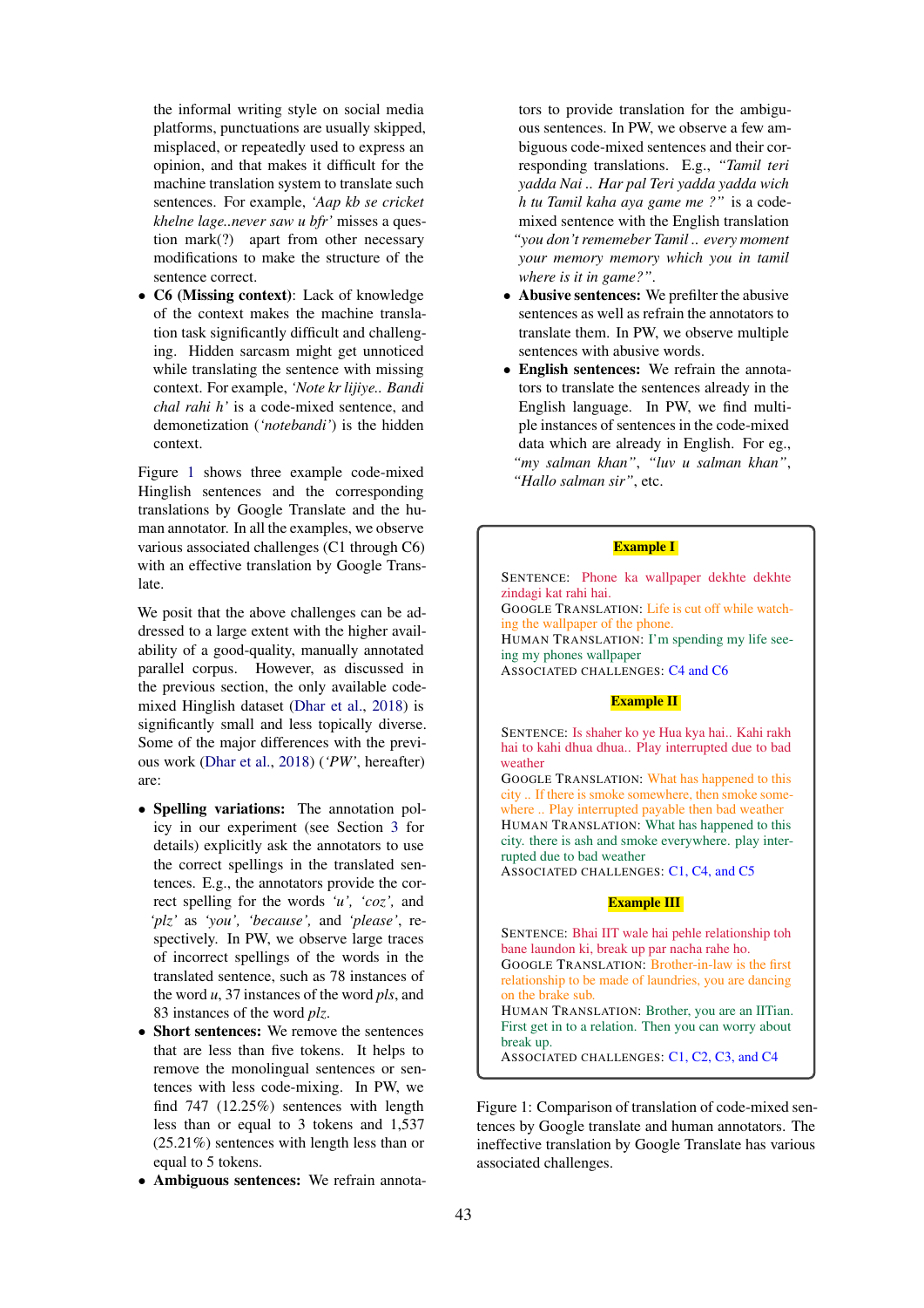the informal writing style on social media platforms, punctuations are usually skipped, misplaced, or repeatedly used to express an opinion, and that makes it difficult for the machine translation system to translate such sentences. For example, *'Aap kb se cricket khelne lage..never saw u bfr'* misses a question mark(?) apart from other necessary modifications to make the structure of the sentence correct.

- **C6 (Missing context)**: Lack of knowledge of the context makes the machine translation task significantly difficult and challenging. Hidden sarcasm might get unnoticed while translating the sentence with missing context. For example, *'Note kr lijiye.. Bandi chal rahi h'* is a code-mixed sentence, and demonetization (*'notebandi'*) is the hidden context.

Figure 1 shows three example code-mixed Hinglish sentences and the corresponding translations by Google Translate and the human annotator. In all the examples, we observe various associated challenges (C1 through C6) with an effective translation by Google Translate.

We posit that the above challenges can be addressed to a large extent with the higher availability of a good-quality, manually annotated parallel corpus. However, as discussed in the previous section, the only available code-mixed Hinglish dataset (Dhar et al., 2018) is significantly small and less topically diverse. Some of the major differences with the previous work (Dhar et al., 2018) (*'PW'*, hereafter) are:

- **Spelling variations:** The annotation policy in our experiment (see Section 3 for details) explicitly ask the annotators to use the correct spellings in the translated sentences. E.g., the annotators provide the correct spelling for the words *'u'*, *'coz'*, and *'plz'* as *'you'*, *'because'*, and *'please'*, respectively. In PW, we observe large traces of incorrect spellings of the words in the translated sentence, such as 78 instances of the word *u*, 37 instances of the word *pls*, and 83 instances of the word *plz*.
- **Short sentences:** We remove the sentences that are less than five tokens. It helps to remove the monolingual sentences or sentences with less code-mixing. In PW, we find 747 (12.25%) sentences with length less than or equal to 3 tokens and 1,537 (25.21%) sentences with length less than or equal to 5 tokens.
- **Ambiguous sentences:** We refrain annotators to provide translation for the ambiguous sentences. In PW, we observe a few ambiguous code-mixed sentences and their corresponding translations. E.g., *"Tamil teri yadda Nai .. Har pal Teri yadda yadda wich h tu Tamil kaha aya game me ?"* is a code-mixed sentence with the English translation *"you don't rememeber Tamil .. every moment your memory memory which you in tamil where is it in game?"*.
- **Abusive sentences:** We prefilter the abusive sentences as well as refrain the annotators to translate them. In PW, we observe multiple sentences with abusive words.
- **English sentences:** We refrain the annotators to translate the sentences already in the English language. In PW, we find multiple instances of sentences in the code-mixed data which are already in English. For eg., *"my salman khan"*, *"luv u salman khan"*, *"Hallo salman sir"*, etc.

**Example I**

SENTENCE: Phone ka wallpaper dekhte dekhte zindagi kat rahi hai.
GOOGLE TRANSLATION: Life is cut off while watching the wallpaper of the phone.
HUMAN TRANSLATION: I'm spending my life seeing my phones wallpaper
ASSOCIATED CHALLENGES: C4 and C6

**Example II**

SENTENCE: Is shaher ko ye Hua kya hai.. Kahi rakh hai to kahi dhua dhua.. Play interrupted due to bad weather
GOOGLE TRANSLATION: What has happened to this city .. If there is smoke somewhere, then smoke somewhere .. Play interrupted payable then bad weather
HUMAN TRANSLATION: What has happened to this city. there is ash and smoke everywhere. play interrupted due to bad weather
ASSOCIATED CHALLENGES: C1, C4, and C5

**Example III**

SENTENCE: Bhai IIT wale hai pehle relationship toh bane laundon ki, break up par nacha rahe ho.
GOOGLE TRANSLATION: Brother-in-law is the first relationship to be made of laundries, you are dancing on the brake sub.
HUMAN TRANSLATION: Brother, you are an IITian. First get in to a relation. Then you can worry about break up.
ASSOCIATED CHALLENGES: C1, C2, C3, and C4

Figure 1: Comparison of translation of code-mixed sentences by Google translate and human annotators. The ineffective translation by Google Translate has various associated challenges.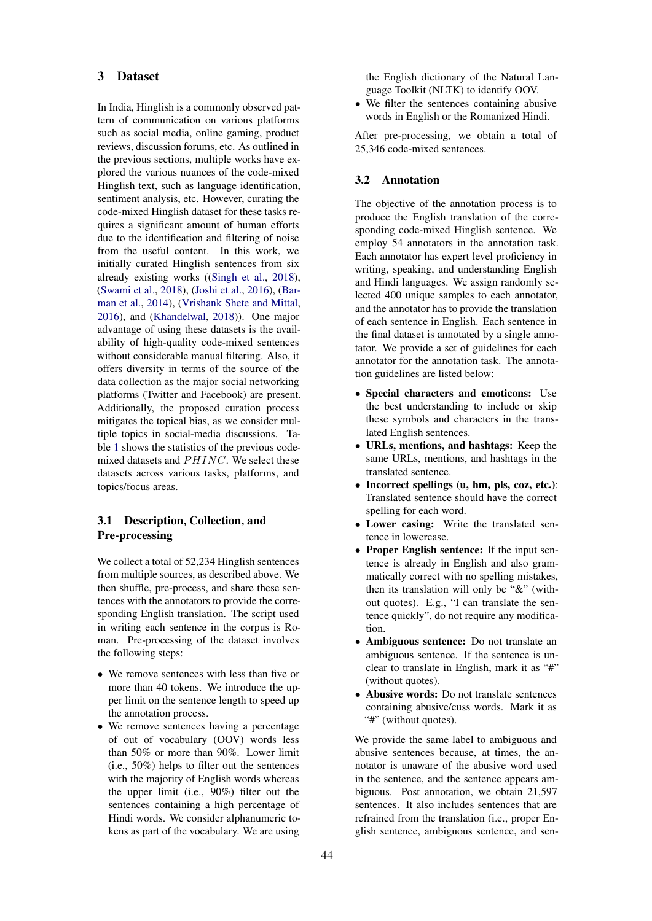## 3 Dataset

In India, Hinglish is a commonly observed pattern of communication on various platforms such as social media, online gaming, product reviews, discussion forums, etc. As outlined in the previous sections, multiple works have explored the various nuances of the code-mixed Hinglish text, such as language identification, sentiment analysis, etc. However, curating the code-mixed Hinglish dataset for these tasks requires a significant amount of human efforts due to the identification and filtering of noise from the useful content. In this work, we initially curated Hinglish sentences from six already existing works ((Singh et al., 2018), (Swami et al., 2018), (Joshi et al., 2016), (Barman et al., 2014), (Vrishank Shete and Mittal, 2016), and (Khandelwal, 2018)). One major advantage of using these datasets is the availability of high-quality code-mixed sentences without considerable manual filtering. Also, it offers diversity in terms of the source of the data collection as the major social networking platforms (Twitter and Facebook) are present. Additionally, the proposed curation process mitigates the topical bias, as we consider multiple topics in social-media discussions. Table 1 shows the statistics of the previous code-mixed datasets and $PHINC$. We select these datasets across various tasks, platforms, and topics/focus areas.

### 3.1 Description, Collection, and Pre-processing

We collect a total of 52,234 Hinglish sentences from multiple sources, as described above. We then shuffle, pre-process, and share these sentences with the annotators to provide the corresponding English translation. The script used in writing each sentence in the corpus is Roman. Pre-processing of the dataset involves the following steps:

- We remove sentences with less than five or more than 40 tokens. We introduce the upper limit on the sentence length to speed up the annotation process.
- We remove sentences having a percentage of out of vocabulary (OOV) words less than 50% or more than 90%. Lower limit (i.e., 50%) helps to filter out the sentences with the majority of English words whereas the upper limit (i.e., 90%) filter out the sentences containing a high percentage of Hindi words. We consider alphanumeric tokens as part of the vocabulary. We are using the English dictionary of the Natural Language Toolkit (NLTK) to identify OOV.
- We filter the sentences containing abusive words in English or the Romanized Hindi.

After pre-processing, we obtain a total of 25,346 code-mixed sentences.

### 3.2 Annotation

The objective of the annotation process is to produce the English translation of the corresponding code-mixed Hinglish sentence. We employ 54 annotators in the annotation task. Each annotator has expert level proficiency in writing, speaking, and understanding English and Hindi languages. We assign randomly selected 400 unique samples to each annotator, and the annotator has to provide the translation of each sentence in English. Each sentence in the final dataset is annotated by a single annotator. We provide a set of guidelines for each annotator for the annotation task. The annotation guidelines are listed below:

- **Special characters and emoticons:** Use the best understanding to include or skip these symbols and characters in the translated English sentences.
- **URLs, mentions, and hashtags:** Keep the same URLs, mentions, and hashtags in the translated sentence.
- **Incorrect spellings (u, hm, pls, coz, etc.)**: Translated sentence should have the correct spelling for each word.
- **Lower casing:** Write the translated sentence in lowercase.
- **Proper English sentence:** If the input sentence is already in English and also grammatically correct with no spelling mistakes, then its translation will only be "&" (without quotes). E.g., "I can translate the sentence quickly", do not require any modification.
- **Ambiguous sentence:** Do not translate an ambiguous sentence. If the sentence is unclear to translate in English, mark it as "#" (without quotes).
- **Abusive words:** Do not translate sentences containing abusive/cuss words. Mark it as "#" (without quotes).

We provide the same label to ambiguous and abusive sentences because, at times, the annotator is unaware of the abusive word used in the sentence, and the sentence appears ambiguous. Post annotation, we obtain 21,597 sentences. It also includes sentences that are refrained from the translation (i.e., proper English sentence, ambiguous sentence, and sen-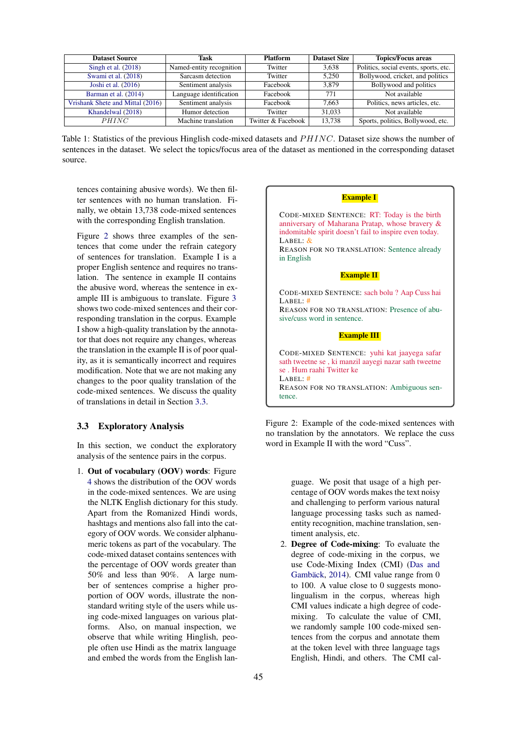| Dataset Source | Task | Platform | Dataset Size | Topics/Focus areas |
|---|---|---|---|---|
| Singh et al. (2018) | Named-entity recognition | Twitter | 3,638 | Politics, social events, sports, etc. |
| Swami et al. (2018) | Sarcasm detection | Twitter | 5,250 | Bollywood, cricket, and politics |
| Joshi et al. (2016) | Sentiment analysis | Facebook | 3,879 | Bollywood and politics |
| Barman et al. (2014) | Language identification | Facebook | 771 | Not available |
| Vrishank Shete and Mittal (2016) | Sentiment analysis | Facebook | 7,663 | Politics, news articles, etc. |
| Khandelwal (2018) | Humor detection | Twitter | 31,033 | Not available |
| $PHINC$ | Machine translation | Twitter & Facebook | 13,738 | Sports, politics, Bollywood, etc. |

Table 1: Statistics of the previous Hinglish code-mixed datasets and $PHINC$. Dataset size shows the number of sentences in the dataset. We select the topics/focus area of the dataset as mentioned in the corresponding dataset source.

tences containing abusive words). We then filter sentences with no human translation. Finally, we obtain 13,738 code-mixed sentences with the corresponding English translation.

Figure 2 shows three examples of the sentences that come under the refrain category of sentences for translation. Example I is a proper English sentence and requires no translation. The sentence in example II contains the abusive word, whereas the sentence in example III is ambiguous to translate. Figure 3 shows two code-mixed sentences and their corresponding translation in the corpus. Example I show a high-quality translation by the annotator that does not require any changes, whereas the translation in the example II is of poor quality, as it is semantically incorrect and requires modification. Note that we are not making any changes to the poor quality translation of the code-mixed sentences. We discuss the quality of translations in detail in Section 3.3.

**Example I**

CODE-MIXED SENTENCE: RT: Today is the birth anniversary of Maharana Pratap, whose bravery & indomitable spirit doesn't fail to inspire even today.
LABEL: &
REASON FOR NO TRANSLATION: Sentence already in English

**Example II**

CODE-MIXED SENTENCE: sach bolu ? Aap Cuss hai
LABEL: #
REASON FOR NO TRANSLATION: Presence of abusive/cuss word in sentence.

**Example III**

CODE-MIXED SENTENCE: yuhi kat jaayega safar sath tweetne se , ki manzil aayegi nazar sath tweetne se . Hum raahi Twitter ke
LABEL: #
REASON FOR NO TRANSLATION: Ambiguous sentence.

Figure 2: Example of the code-mixed sentences with no translation by the annotators. We replace the cuss word in Example II with the word "Cuss".

### 3.3 Exploratory Analysis

In this section, we conduct the exploratory analysis of the sentence pairs in the corpus.

1. **Out of vocabulary (OOV) words**: Figure 4 shows the distribution of the OOV words in the code-mixed sentences. We are using the NLTK English dictionary for this study. Apart from the Romanized Hindi words, hashtags and mentions also fall into the category of OOV words. We consider alphanumeric tokens as part of the vocabulary. The code-mixed dataset contains sentences with the percentage of OOV words greater than 50% and less than 90%. A large number of sentences comprise a higher proportion of OOV words, illustrate the non-standard writing style of the users while using code-mixed languages on various platforms. Also, on manual inspection, we observe that while writing Hinglish, people often use Hindi as the matrix language and embed the words from the English language. We posit that usage of a high percentage of OOV words makes the text noisy and challenging to perform various natural language processing tasks such as named-entity recognition, machine translation, sentiment analysis, etc.
2. **Degree of Code-mixing**: To evaluate the degree of code-mixing in the corpus, we use Code-Mixing Index (CMI) (Das and Gambäck, 2014). CMI value range from 0 to 100. A value close to 0 suggests monolingualism in the corpus, whereas high CMI values indicate a high degree of code-mixing. To calculate the value of CMI, we randomly sample 100 code-mixed sentences from the corpus and annotate them at the token level with three language tags English, Hindi, and others. The CMI cal-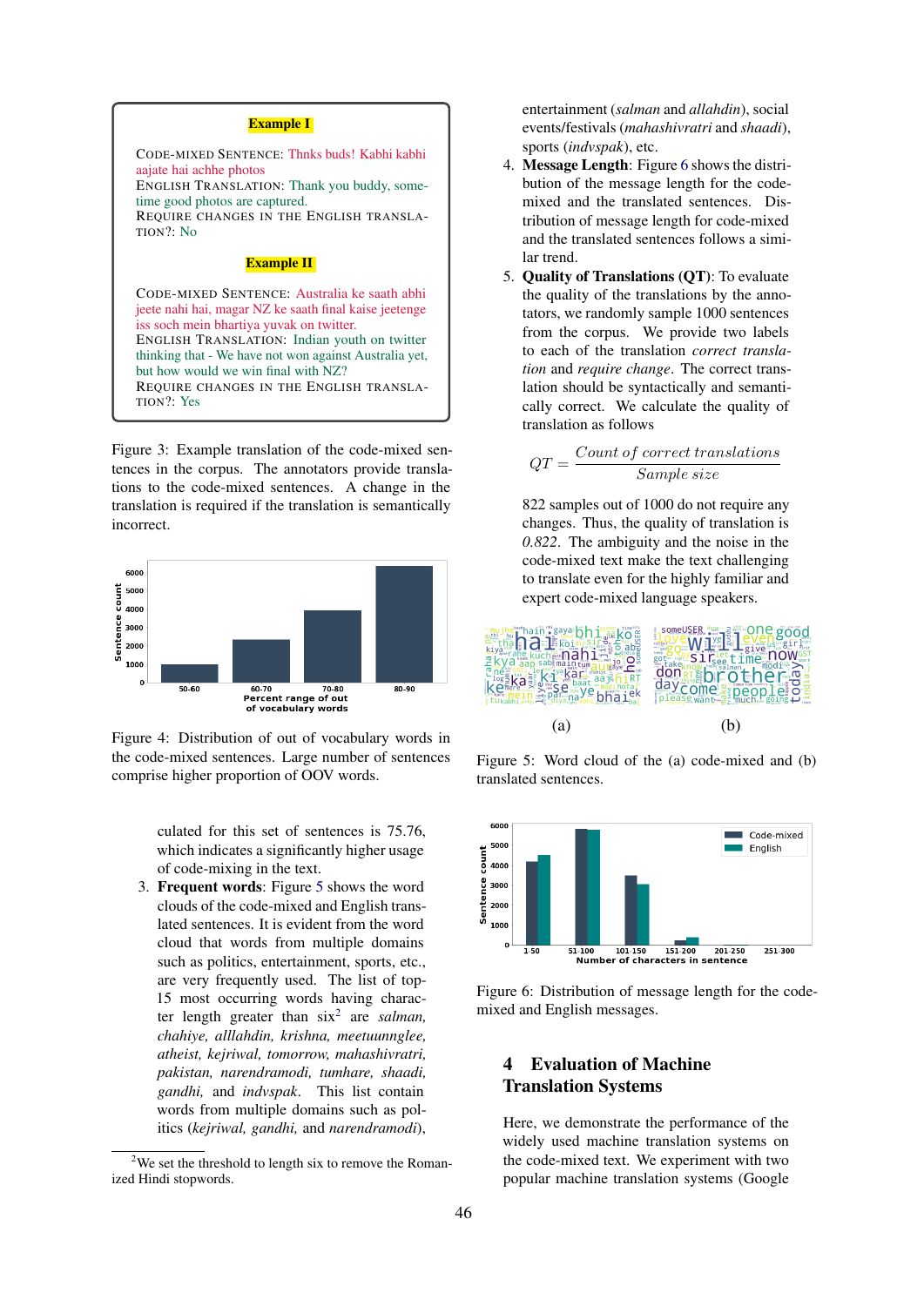**Example I**

Code-mixed Sentence: Thnks buds! Kabhi kabhi aajate hai achhe photos
English Translation: Thank you buddy, sometime good photos are captured.
Require changes in the English translation?: No

**Example II**

Code-mixed Sentence: Australia ke saath abhi jeete nahi hai, magar NZ ke saath final kaise jeetenge iss soch mein bhartiya yuvak on twitter.
English Translation: Indian youth on twitter thinking that - We have not won against Australia yet, but how would we win final with NZ?
Require changes in the English translation?: Yes

Figure 3: Example translation of the code-mixed sentences in the corpus. The annotators provide translations to the code-mixed sentences. A change in the translation is required if the translation is semantically incorrect.

Figure 4: Distribution of out of vocabulary words in the code-mixed sentences. Large number of sentences comprise higher proportion of OOV words.

culated for this set of sentences is 75.76, which indicates a significantly higher usage of code-mixing in the text.

3. **Frequent words**: Figure 5 shows the word clouds of the code-mixed and English translated sentences. It is evident from the word cloud that words from multiple domains such as politics, entertainment, sports, etc., are very frequently used. The list of top-15 most occurring words having character length greater than six[2] are *salman, chahiye, alllahdin, krishna, meetuunnglee, atheist, kejriwal, tomorrow, mahashivratri, pakistan, narendramodi, tumhare, shaadi, gandhi,* and *indvspak*. This list contain words from multiple domains such as politics (*kejriwal, gandhi,* and *narendramodi*), entertainment (*salman* and *allahdin*), social events/festivals (*mahashivratri* and *shaadi*), sports (*indvspak*), etc.
4. **Message Length**: Figure 6 shows the distribution of the message length for the code-mixed and the translated sentences. Distribution of message length for code-mixed and the translated sentences follows a similar trend.
5. **Quality of Translations (QT)**: To evaluate the quality of the translations by the annotators, we randomly sample 1000 sentences from the corpus. We provide two labels to each of the translation *correct translation* and *require change*. The correct translation should be syntactically and semantically correct. We calculate the quality of translation as follows

$$QT = \frac{Count\ of\ correct\ translations}{Sample\ size}$$

822 samples out of 1000 do not require any changes. Thus, the quality of translation is *0.822*. The ambiguity and the noise in the code-mixed text make the text challenging to translate even for the highly familiar and expert code-mixed language speakers.

Figure 5: Word cloud of the (a) code-mixed and (b) translated sentences.

Figure 6: Distribution of message length for the code-mixed and English messages.

## 4 Evaluation of Machine Translation Systems

Here, we demonstrate the performance of the widely used machine translation systems on the code-mixed text. We experiment with two popular machine translation systems (Google

[2] We set the threshold to length six to remove the Romanized Hindi stopwords.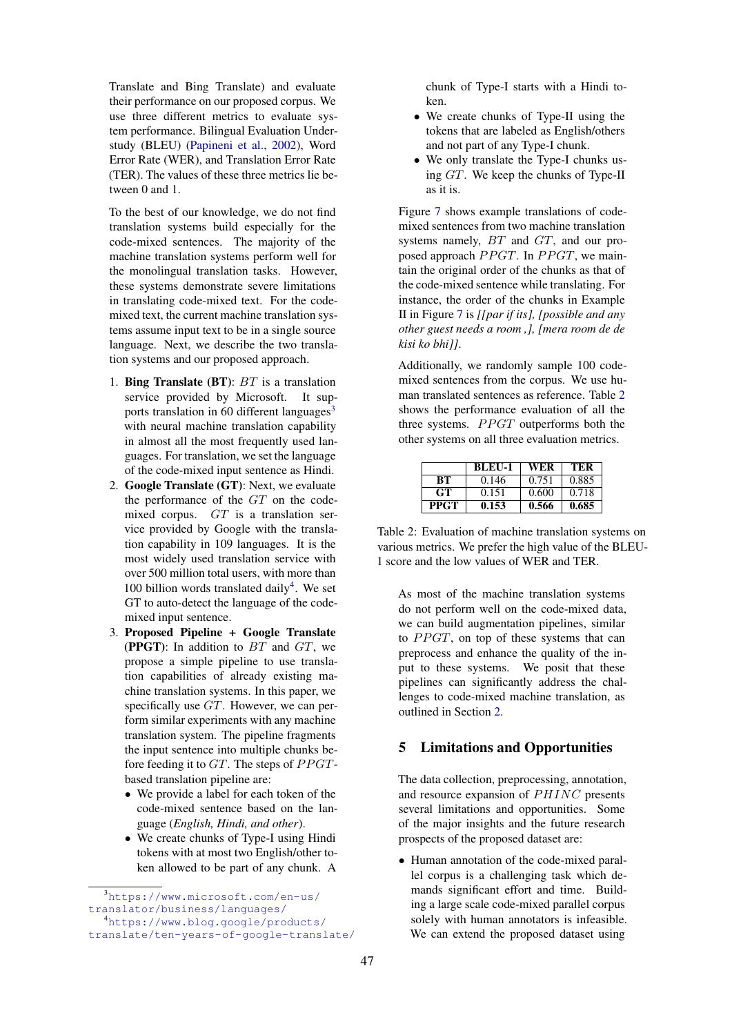Translate and Bing Translate) and evaluate their performance on our proposed corpus. We use three different metrics to evaluate system performance. Bilingual Evaluation Understudy (BLEU) (Papineni et al., 2002), Word Error Rate (WER), and Translation Error Rate (TER). The values of these three metrics lie between 0 and 1.

To the best of our knowledge, we do not find translation systems build especially for the code-mixed sentences. The majority of the machine translation systems perform well for the monolingual translation tasks. However, these systems demonstrate severe limitations in translating code-mixed text. For the code-mixed text, the current machine translation systems assume input text to be in a single source language. Next, we describe the two translation systems and our proposed approach.

1. **Bing Translate (BT)**: $BT$ is a translation service provided by Microsoft. It supports translation in 60 different languages[3] with neural machine translation capability in almost all the most frequently used languages. For translation, we set the language of the code-mixed input sentence as Hindi.
2. **Google Translate (GT)**: Next, we evaluate the performance of the $GT$ on the code-mixed corpus. $GT$ is a translation service provided by Google with the translation capability in 109 languages. It is the most widely used translation service with over 500 million total users, with more than 100 billion words translated daily[4]. We set GT to auto-detect the language of the code-mixed input sentence.
3. **Proposed Pipeline + Google Translate (PPGT)**: In addition to $BT$ and $GT$, we propose a simple pipeline to use translation capabilities of already existing machine translation systems. In this paper, we specifically use $GT$. However, we can perform similar experiments with any machine translation system. The pipeline fragments the input sentence into multiple chunks before feeding it to $GT$. The steps of $PPGT$-based translation pipeline are:
   - We provide a label for each token of the code-mixed sentence based on the language (*English, Hindi, and other*).
   - We create chunks of Type-I using Hindi tokens with at most two English/other token allowed to be part of any chunk. A chunk of Type-I starts with a Hindi token.
   - We create chunks of Type-II using the tokens that are labeled as English/others and not part of any Type-I chunk.
   - We only translate the Type-I chunks using $GT$. We keep the chunks of Type-II as it is.

Figure 7 shows example translations of code-mixed sentences from two machine translation systems namely, $BT$ and $GT$, and our proposed approach $PPGT$. In $PPGT$, we maintain the original order of the chunks as that of the code-mixed sentence while translating. For instance, the order of the chunks in Example II in Figure 7 is *[[par if its], [possible and any other guest needs a room ,], [mera room de de kisi ko bhi]]*.

Additionally, we randomly sample 100 code-mixed sentences from the corpus. We use human translated sentences as reference. Table 2 shows the performance evaluation of all the three systems. $PPGT$ outperforms both the other systems on all three evaluation metrics.

| | BLEU-1 | WER | TER |
|---|---|---|---|
| **BT** | 0.146 | 0.751 | 0.885 |
| **GT** | 0.151 | 0.600 | 0.718 |
| **PPGT** | **0.153** | **0.566** | **0.685** |

Table 2: Evaluation of machine translation systems on various metrics. We prefer the high value of the BLEU-1 score and the low values of WER and TER.

As most of the machine translation systems do not perform well on the code-mixed data, we can build augmentation pipelines, similar to $PPGT$, on top of these systems that can preprocess and enhance the quality of the input to these systems. We posit that these pipelines can significantly address the challenges to code-mixed machine translation, as outlined in Section 2.

## 5 Limitations and Opportunities

The data collection, preprocessing, annotation, and resource expansion of $PHINC$ presents several limitations and opportunities. Some of the major insights and the future research prospects of the proposed dataset are:

- Human annotation of the code-mixed parallel corpus is a challenging task which demands significant effort and time. Building a large scale code-mixed parallel corpus solely with human annotators is infeasible. We can extend the proposed dataset using

[3] https://www.microsoft.com/en-us/translator/business/languages/

[4] https://www.blog.google/products/translate/ten-years-of-google-translate/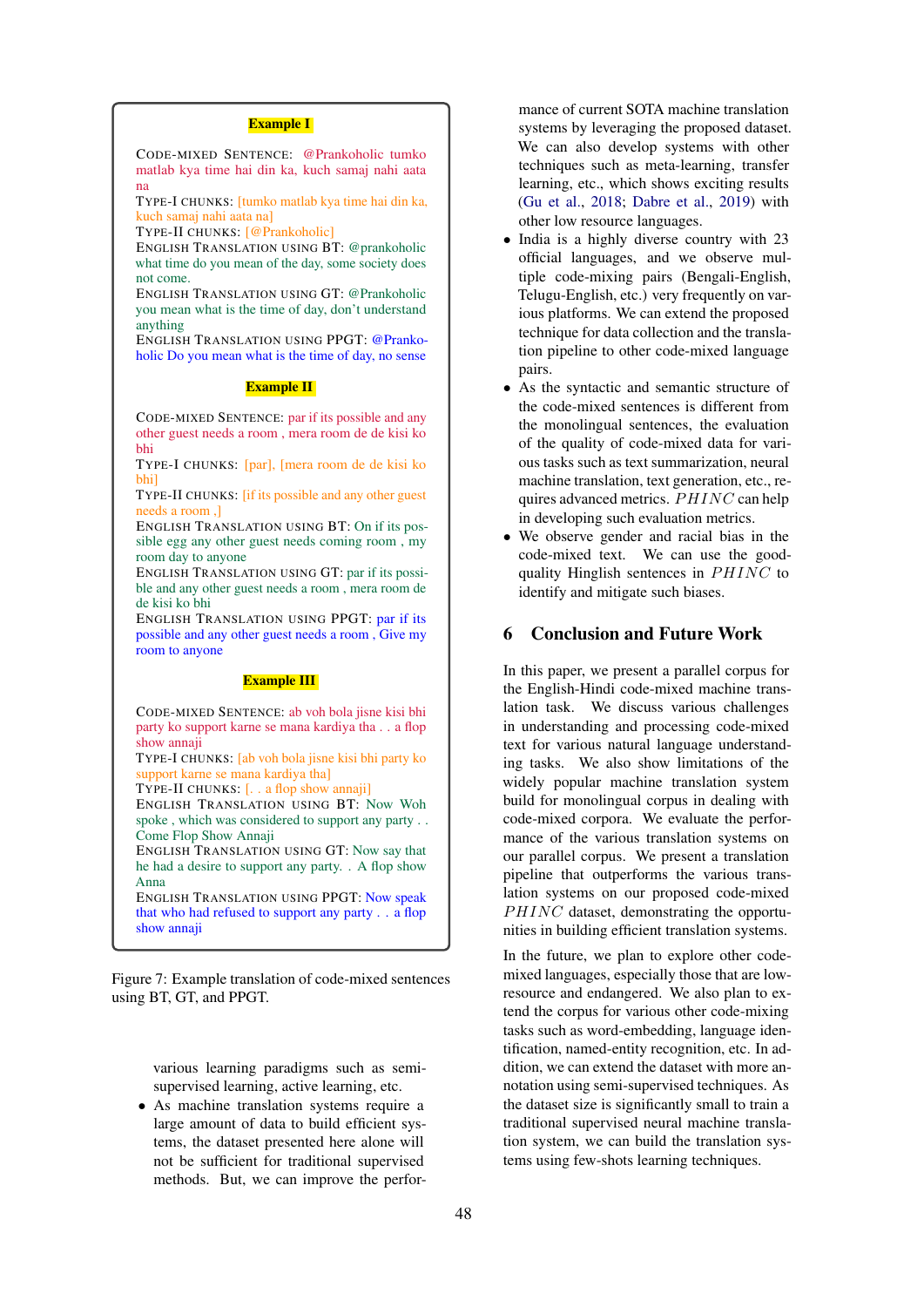**Example I**

CODE-MIXED SENTENCE: @Prankoholic tumko matlab kya time hai din ka, kuch samaj nahi aata na

TYPE-I CHUNKS: [tumko matlab kya time hai din ka, kuch samaj nahi aata na]

TYPE-II CHUNKS: [@Prankoholic]

ENGLISH TRANSLATION USING BT: @prankoholic what time do you mean of the day, some society does not come.

ENGLISH TRANSLATION USING GT: @Prankoholic you mean what is the time of day, don't understand anything

ENGLISH TRANSLATION USING PPGT: @Prankoholic Do you mean what is the time of day, no sense

**Example II**

CODE-MIXED SENTENCE: par if its possible and any other guest needs a room , mera room de de kisi ko bhi

TYPE-I CHUNKS: [par], [mera room de de kisi ko bhi]

TYPE-II CHUNKS: [if its possible and any other guest needs a room ,]

ENGLISH TRANSLATION USING BT: On if its possible egg any other guest needs coming room , my room day to anyone

ENGLISH TRANSLATION USING GT: par if its possible and any other guest needs a room , mera room de de kisi ko bhi

ENGLISH TRANSLATION USING PPGT: par if its possible and any other guest needs a room , Give my room to anyone

**Example III**

CODE-MIXED SENTENCE: ab voh bola jisne kisi bhi party ko support karne se mana kardiya tha . . a flop show annaji

TYPE-I CHUNKS: [ab voh bola jisne kisi bhi party ko support karne se mana kardiya tha]

TYPE-II CHUNKS: [. . a flop show annaji]

ENGLISH TRANSLATION USING BT: Now Woh spoke , which was considered to support any party . . Come Flop Show Annaji

ENGLISH TRANSLATION USING GT: Now say that he had a desire to support any party. . A flop show Anna

ENGLISH TRANSLATION USING PPGT: Now speak that who had refused to support any party . . a flop show annaji

Figure 7: Example translation of code-mixed sentences using BT, GT, and PPGT.

various learning paradigms such as semi-supervised learning, active learning, etc.

- As machine translation systems require a large amount of data to build efficient systems, the dataset presented here alone will not be sufficient for traditional supervised methods. But, we can improve the performance of current SOTA machine translation systems by leveraging the proposed dataset. We can also develop systems with other techniques such as meta-learning, transfer learning, etc., which shows exciting results (Gu et al., 2018; Dabre et al., 2019) with other low resource languages.
- India is a highly diverse country with 23 official languages, and we observe multiple code-mixing pairs (Bengali-English, Telugu-English, etc.) very frequently on various platforms. We can extend the proposed technique for data collection and the translation pipeline to other code-mixed language pairs.
- As the syntactic and semantic structure of the code-mixed sentences is different from the monolingual sentences, the evaluation of the quality of code-mixed data for various tasks such as text summarization, neural machine translation, text generation, etc., requires advanced metrics. $PHINC$ can help in developing such evaluation metrics.
- We observe gender and racial bias in the code-mixed text. We can use the good-quality Hinglish sentences in $PHINC$ to identify and mitigate such biases.

## 6 Conclusion and Future Work

In this paper, we present a parallel corpus for the English-Hindi code-mixed machine translation task. We discuss various challenges in understanding and processing code-mixed text for various natural language understanding tasks. We also show limitations of the widely popular machine translation system build for monolingual corpus in dealing with code-mixed corpora. We evaluate the performance of the various translation systems on our parallel corpus. We present a translation pipeline that outperforms the various translation systems on our proposed code-mixed $PHINC$ dataset, demonstrating the opportunities in building efficient translation systems.

In the future, we plan to explore other code-mixed languages, especially those that are low-resource and endangered. We also plan to extend the corpus for various other code-mixing tasks such as word-embedding, language identification, named-entity recognition, etc. In addition, we can extend the dataset with more annotation using semi-supervised techniques. As the dataset size is significantly small to train a traditional supervised neural machine translation system, we can build the translation systems using few-shots learning techniques.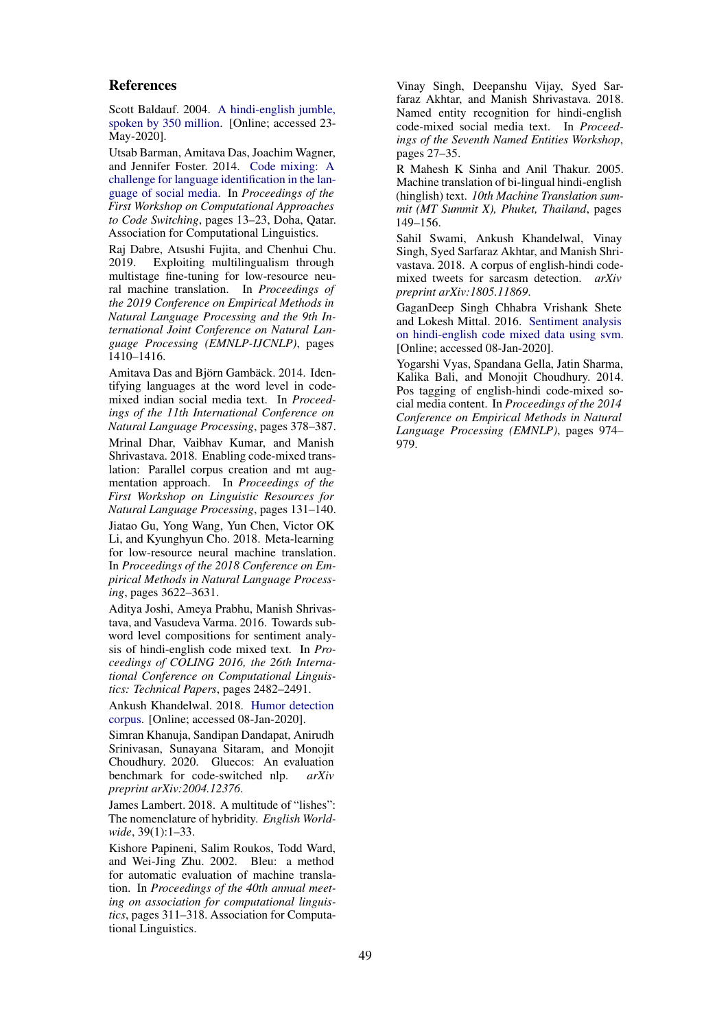## References

Scott Baldauf. 2004. A hindi-english jumble, spoken by 350 million. [Online; accessed 23-May-2020].

Utsab Barman, Amitava Das, Joachim Wagner, and Jennifer Foster. 2014. Code mixing: A challenge for language identification in the language of social media. In *Proceedings of the First Workshop on Computational Approaches to Code Switching*, pages 13–23, Doha, Qatar. Association for Computational Linguistics.

Raj Dabre, Atsushi Fujita, and Chenhui Chu. 2019. Exploiting multilingualism through multistage fine-tuning for low-resource neural machine translation. In *Proceedings of the 2019 Conference on Empirical Methods in Natural Language Processing and the 9th International Joint Conference on Natural Language Processing (EMNLP-IJCNLP)*, pages 1410–1416.

Amitava Das and Björn Gambäck. 2014. Identifying languages at the word level in code-mixed indian social media text. In *Proceedings of the 11th International Conference on Natural Language Processing*, pages 378–387.

Mrinal Dhar, Vaibhav Kumar, and Manish Shrivastava. 2018. Enabling code-mixed translation: Parallel corpus creation and mt augmentation approach. In *Proceedings of the First Workshop on Linguistic Resources for Natural Language Processing*, pages 131–140.

Jiatao Gu, Yong Wang, Yun Chen, Victor OK Li, and Kyunghyun Cho. 2018. Meta-learning for low-resource neural machine translation. In *Proceedings of the 2018 Conference on Empirical Methods in Natural Language Processing*, pages 3622–3631.

Aditya Joshi, Ameya Prabhu, Manish Shrivastava, and Vasudeva Varma. 2016. Towards sub-word level compositions for sentiment analysis of hindi-english code mixed text. In *Proceedings of COLING 2016, the 26th International Conference on Computational Linguistics: Technical Papers*, pages 2482–2491.

Ankush Khandelwal. 2018. Humor detection corpus. [Online; accessed 08-Jan-2020].

Simran Khanuja, Sandipan Dandapat, Anirudh Srinivasan, Sunayana Sitaram, and Monojit Choudhury. 2020. Gluecos: An evaluation benchmark for code-switched nlp. *arXiv preprint arXiv:2004.12376*.

James Lambert. 2018. A multitude of "lishes": The nomenclature of hybridity. *English World-wide*, 39(1):1–33.

Kishore Papineni, Salim Roukos, Todd Ward, and Wei-Jing Zhu. 2002. Bleu: a method for automatic evaluation of machine translation. In *Proceedings of the 40th annual meeting on association for computational linguistics*, pages 311–318. Association for Computational Linguistics.

Vinay Singh, Deepanshu Vijay, Syed Sarfaraz Akhtar, and Manish Shrivastava. 2018. Named entity recognition for hindi-english code-mixed social media text. In *Proceedings of the Seventh Named Entities Workshop*, pages 27–35.

R Mahesh K Sinha and Anil Thakur. 2005. Machine translation of bi-lingual hindi-english (hinglish) text. *10th Machine Translation summit (MT Summit X), Phuket, Thailand*, pages 149–156.

Sahil Swami, Ankush Khandelwal, Vinay Singh, Syed Sarfaraz Akhtar, and Manish Shrivastava. 2018. A corpus of english-hindi code-mixed tweets for sarcasm detection. *arXiv preprint arXiv:1805.11869*.

GaganDeep Singh Chhabra Vrishank Shete and Lokesh Mittal. 2016. Sentiment analysis on hindi-english code mixed data using svm. [Online; accessed 08-Jan-2020].

Yogarshi Vyas, Spandana Gella, Jatin Sharma, Kalika Bali, and Monojit Choudhury. 2014. Pos tagging of english-hindi code-mixed social media content. In *Proceedings of the 2014 Conference on Empirical Methods in Natural Language Processing (EMNLP)*, pages 974–979.